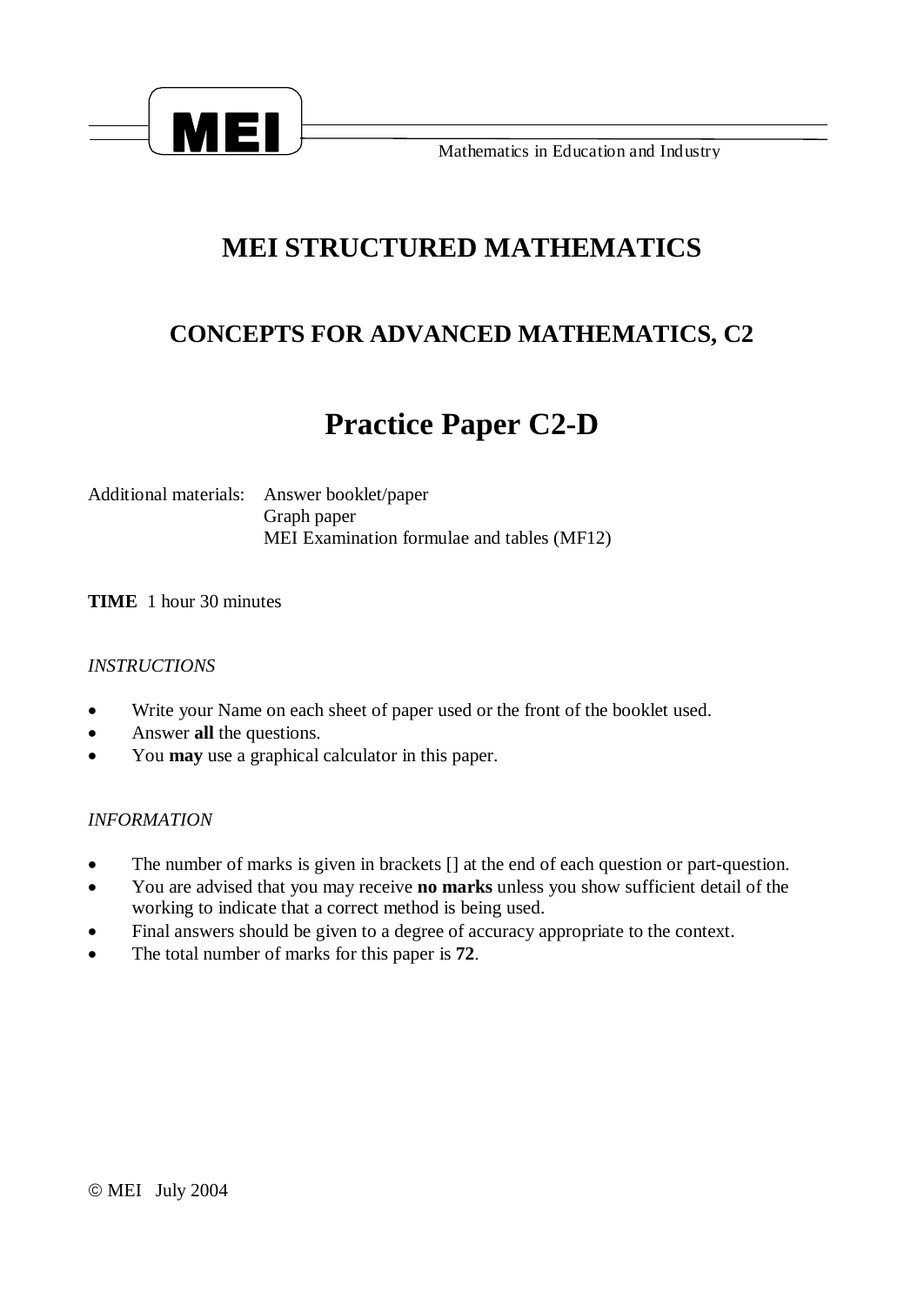**MEI**

Mathematics in Education and Industry

# MEI STRUCTURED MATHEMATICS

## CONCEPTS FOR ADVANCED MATHEMATICS, C2

# Practice Paper C2-D

Additional materials: Answer booklet/paper
Graph paper
MEI Examination formulae and tables (MF12)

**TIME** 1 hour 30 minutes

*INSTRUCTIONS*

- Write your Name on each sheet of paper used or the front of the booklet used.
- Answer **all** the questions.
- You **may** use a graphical calculator in this paper.

*INFORMATION*

- The number of marks is given in brackets [] at the end of each question or part-question.
- You are advised that you may receive **no marks** unless you show sufficient detail of the working to indicate that a correct method is being used.
- Final answers should be given to a degree of accuracy appropriate to the context.
- The total number of marks for this paper is **72**.

© MEI July 2004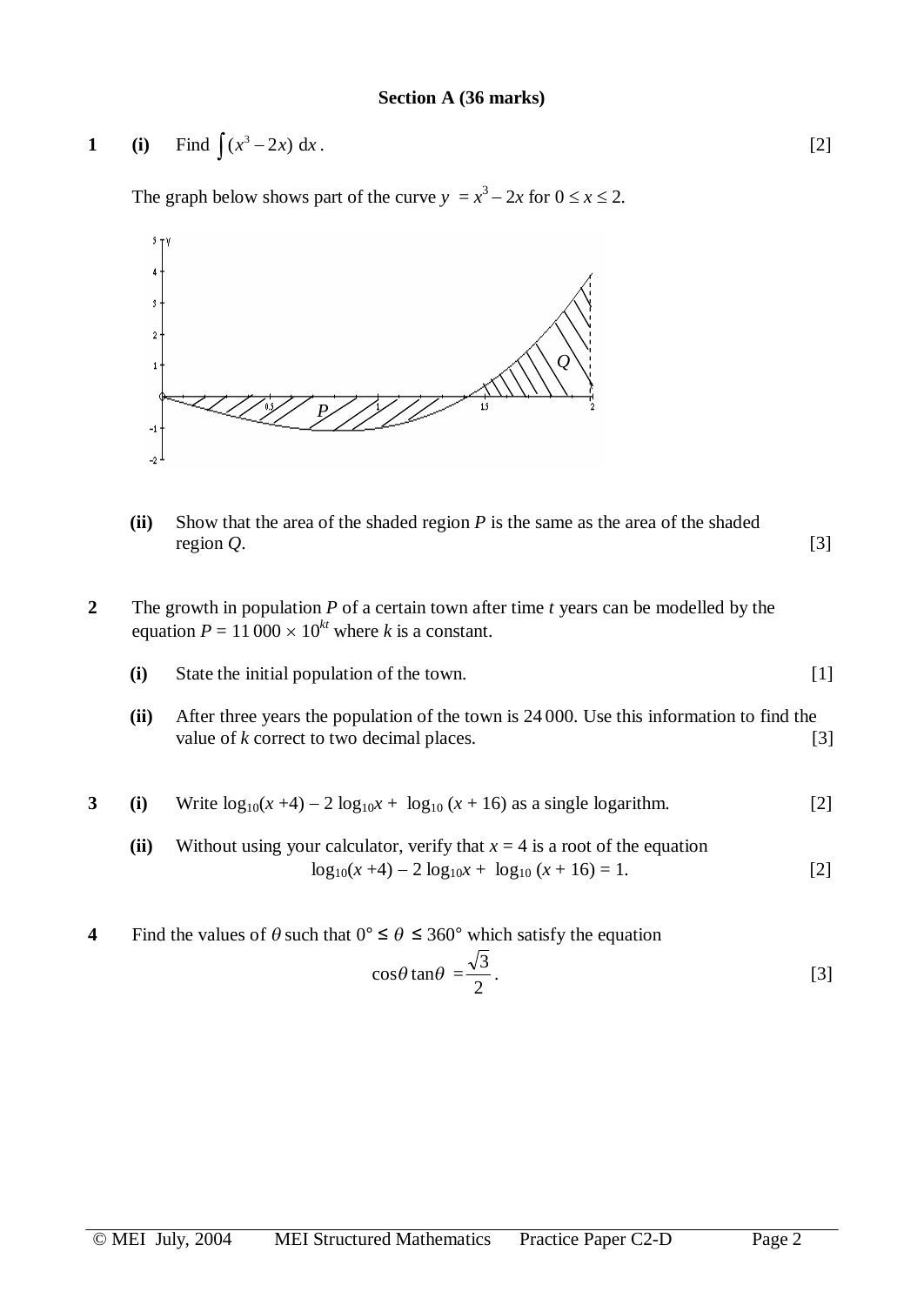**Section A (36 marks)**

**1** **(i)** Find $\int (x^3 - 2x)\ \mathrm{d}x$. [2]

The graph below shows part of the curve $y = x^3 - 2x$ for $0 \le x \le 2$.

**(ii)** Show that the area of the shaded region $P$ is the same as the area of the shaded region $Q$. [3]

**2** The growth in population $P$ of a certain town after time $t$ years can be modelled by the equation $P = 11\,000 \times 10^{kt}$ where $k$ is a constant.

**(i)** State the initial population of the town. [1]

**(ii)** After three years the population of the town is 24 000. Use this information to find the value of $k$ correct to two decimal places. [3]

**3** **(i)** Write $\log_{10}(x + 4) - 2\log_{10}x + \log_{10}(x + 16)$ as a single logarithm. [2]

**(ii)** Without using your calculator, verify that $x = 4$ is a root of the equation

$$\log_{10}(x + 4) - 2\log_{10}x + \log_{10}(x + 16) = 1.$$ [2]

**4** Find the values of $\theta$ such that $0° \le \theta \le 360°$ which satisfy the equation

$$\cos\theta \tan\theta = \frac{\sqrt{3}}{2}.$$ [3]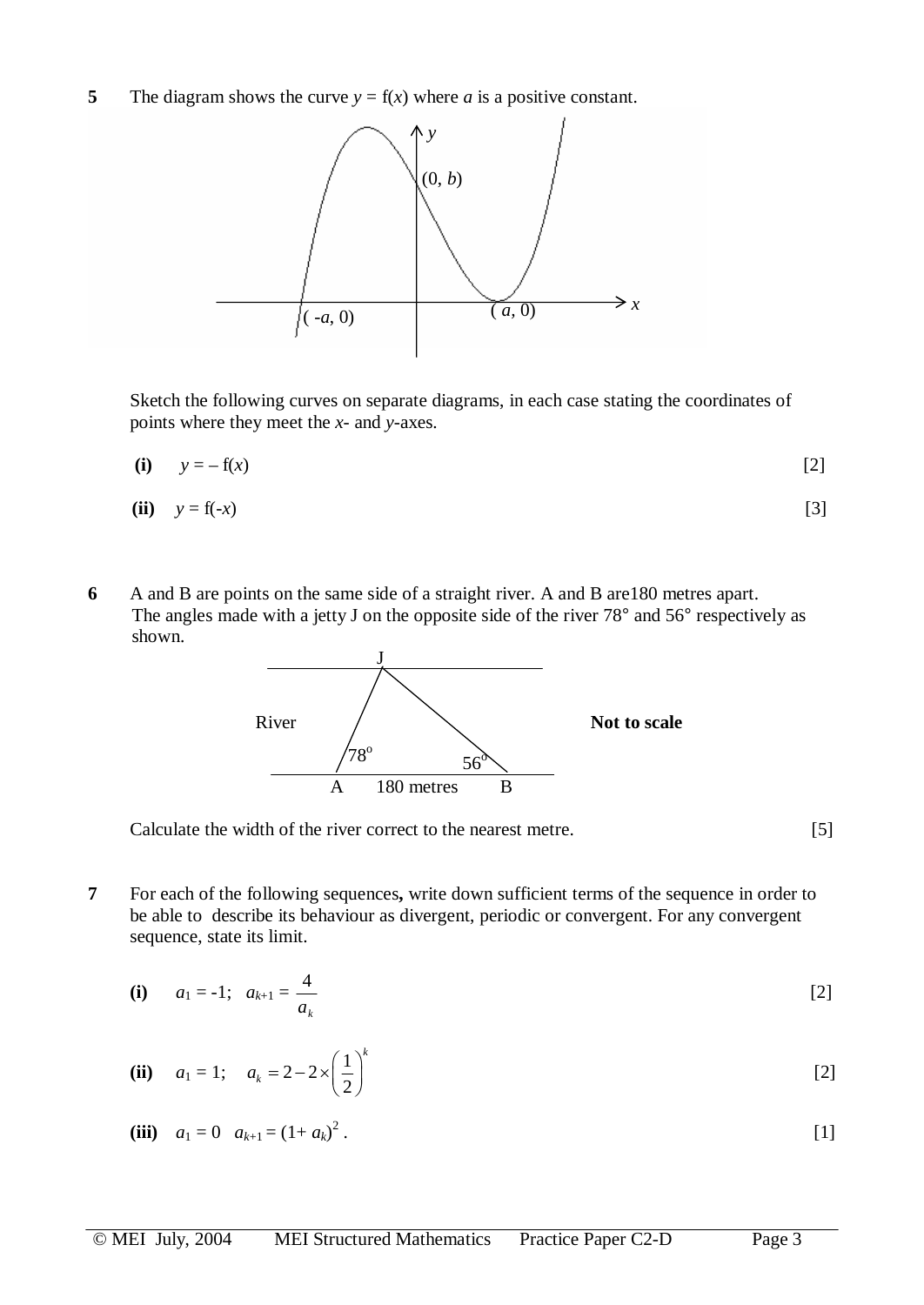**5** The diagram shows the curve $y = f(x)$ where $a$ is a positive constant.

Sketch the following curves on separate diagrams, in each case stating the coordinates of points where they meet the $x$- and $y$-axes.

**(i)** $y = -f(x)$ [2]

**(ii)** $y = f(-x)$ [3]

**6** A and B are points on the same side of a straight river. A and B are180 metres apart. The angles made with a jetty J on the opposite side of the river 78° and 56° respectively as shown.

**Not to scale**

Calculate the width of the river correct to the nearest metre. [5]

**7** For each of the following sequences**,** write down sufficient terms of the sequence in order to be able to describe its behaviour as divergent, periodic or convergent. For any convergent sequence, state its limit.

**(i)** $a_1 = -1;\quad a_{k+1} = \dfrac{4}{a_k}$ [2]

**(ii)** $a_1 = 1;\quad a_k = 2 - 2 \times \left(\dfrac{1}{2}\right)^k$ [2]

**(iii)** $a_1 = 0 \quad a_{k+1} = (1 + a_k)^2$ . [1]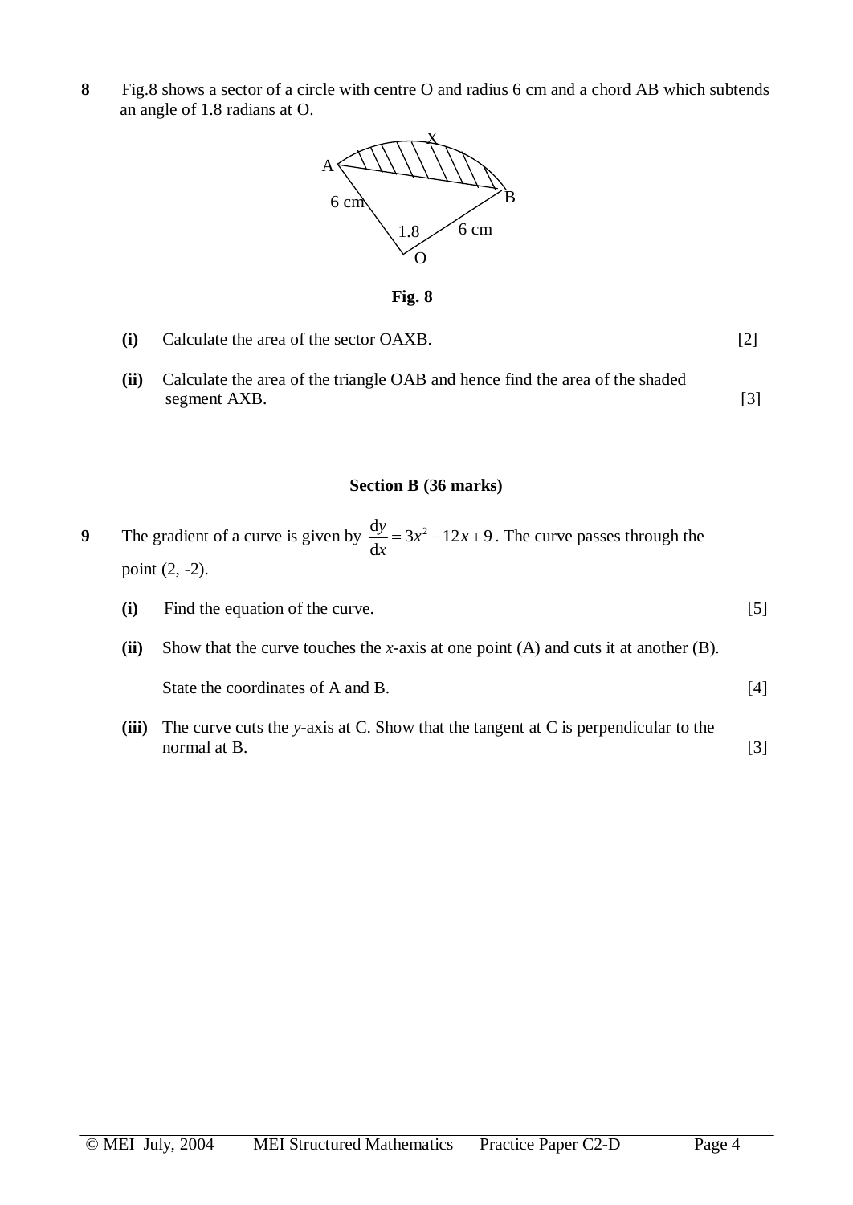**8** Fig.8 shows a sector of a circle with centre O and radius 6 cm and a chord AB which subtends an angle of 1.8 radians at O.

**Fig. 8**

**(i)** Calculate the area of the sector OAXB. [2]

**(ii)** Calculate the area of the triangle OAB and hence find the area of the shaded segment AXB. [3]

**Section B (36 marks)**

**9** The gradient of a curve is given by $\frac{\mathrm{d}y}{\mathrm{d}x} = 3x^2 - 12x + 9$. The curve passes through the point (2, -2).

**(i)** Find the equation of the curve. [5]

**(ii)** Show that the curve touches the $x$-axis at one point (A) and cuts it at another (B).

State the coordinates of A and B. [4]

**(iii)** The curve cuts the $y$-axis at C. Show that the tangent at C is perpendicular to the normal at B. [3]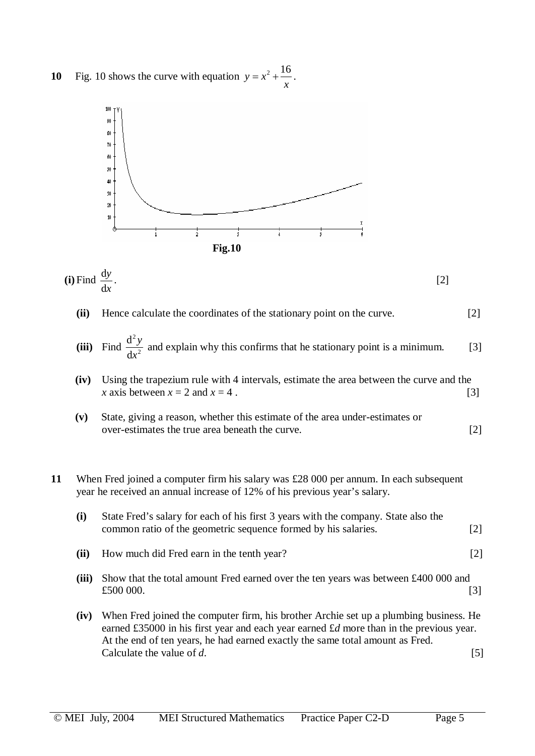**10** Fig. 10 shows the curve with equation $y = x^2 + \dfrac{16}{x}$.

100
90
80
70
60
50
40
30
20
10
0
y
x
1
2
3
4
5
6

Fig.10

**(i)** Find $\dfrac{dy}{dx}$. [2]

**(ii)** Hence calculate the coordinates of the stationary point on the curve. [2]

**(iii)** Find $\dfrac{d^2y}{dx^2}$ and explain why this confirms that he stationary point is a minimum. [3]

**(iv)** Using the trapezium rule with 4 intervals, estimate the area between the curve and the $x$ axis between $x = 2$ and $x = 4$ . [3]

**(v)** State, giving a reason, whether this estimate of the area under-estimates or over-estimates the true area beneath the curve. [2]

**11** When Fred joined a computer firm his salary was £28 000 per annum. In each subsequent year he received an annual increase of 12% of his previous year's salary.

**(i)** State Fred's salary for each of his first 3 years with the company. State also the common ratio of the geometric sequence formed by his salaries. [2]

**(ii)** How much did Fred earn in the tenth year? [2]

**(iii)** Show that the total amount Fred earned over the ten years was between £400 000 and £500 000. [3]

**(iv)** When Fred joined the computer firm, his brother Archie set up a plumbing business. He earned £35000 in his first year and each year earned £$d$ more than in the previous year. At the end of ten years, he had earned exactly the same total amount as Fred. Calculate the value of $d$. [5]